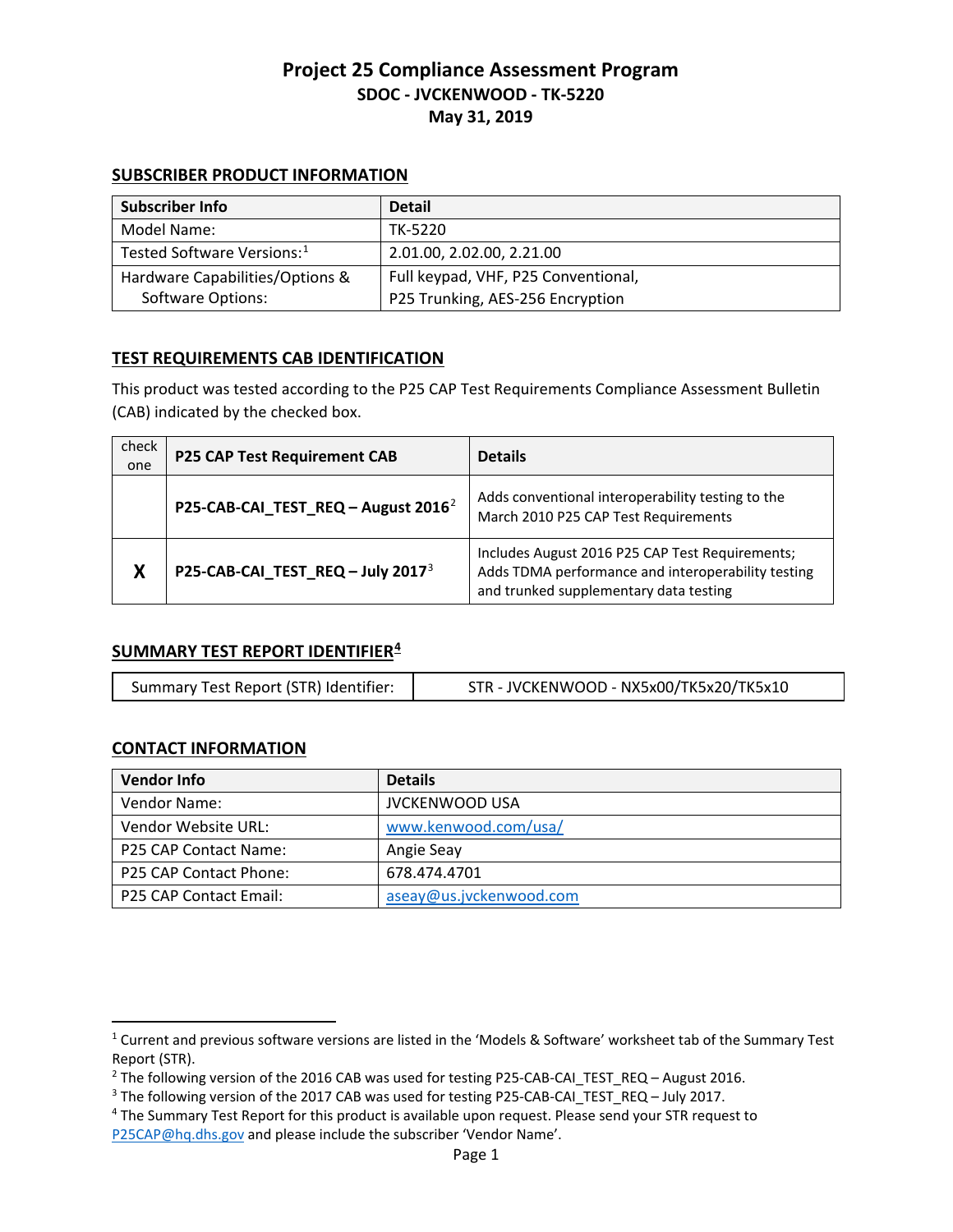# Project 25 Compliance Assessment Program

## SDOC - JVCKENWOOD - TK-5220

## May 31, 2019

### SUBSCRIBER PRODUCT INFORMATION

| Subscriber Info | Detail |
|---|---|
| Model Name: | TK-5220 |
| Tested Software Versions:[1] | 2.01.00, 2.02.00, 2.21.00 |
| Hardware Capabilities/Options & Software Options: | Full keypad, VHF, P25 Conventional, P25 Trunking, AES-256 Encryption |

### TEST REQUIREMENTS CAB IDENTIFICATION

This product was tested according to the P25 CAP Test Requirements Compliance Assessment Bulletin (CAB) indicated by the checked box.

| check one | P25 CAP Test Requirement CAB | Details |
|---|---|---|
| | **P25-CAB-CAI_TEST_REQ – August 2016**[2] | Adds conventional interoperability testing to the March 2010 P25 CAP Test Requirements |
| **X** | **P25-CAB-CAI_TEST_REQ – July 2017**[3] | Includes August 2016 P25 CAP Test Requirements; Adds TDMA performance and interoperability testing and trunked supplementary data testing |

### SUMMARY TEST REPORT IDENTIFIER[4]

| Summary Test Report (STR) Identifier: | STR - JVCKENWOOD - NX5x00/TK5x20/TK5x10 |
|---|---|

### CONTACT INFORMATION

| Vendor Info | Details |
|---|---|
| Vendor Name: | JVCKENWOOD USA |
| Vendor Website URL: | www.kenwood.com/usa/ |
| P25 CAP Contact Name: | Angie Seay |
| P25 CAP Contact Phone: | 678.474.4701 |
| P25 CAP Contact Email: | aseay@us.jvckenwood.com |

---

[1] Current and previous software versions are listed in the 'Models & Software' worksheet tab of the Summary Test Report (STR).

[2] The following version of the 2016 CAB was used for testing P25-CAB-CAI_TEST_REQ – August 2016.

[3] The following version of the 2017 CAB was used for testing P25-CAB-CAI_TEST_REQ – July 2017.

[4] The Summary Test Report for this product is available upon request. Please send your STR request to P25CAP@hq.dhs.gov and please include the subscriber 'Vendor Name'.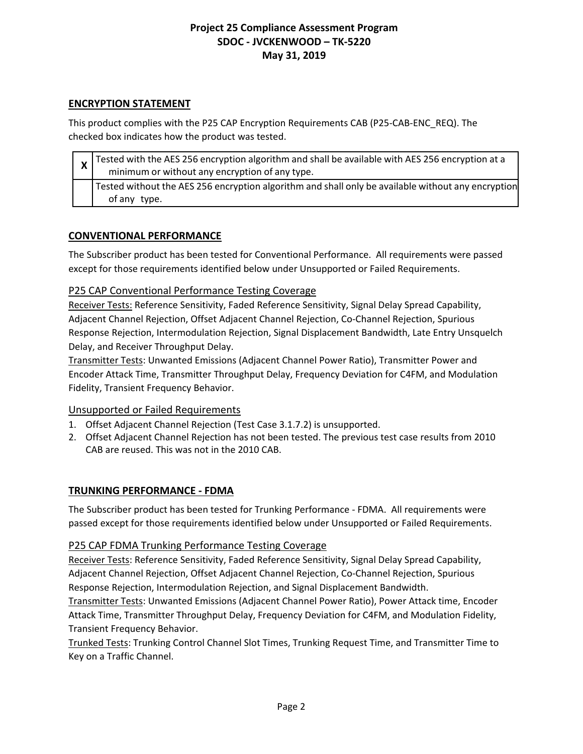## ENCRYPTION STATEMENT

This product complies with the P25 CAP Encryption Requirements CAB (P25-CAB-ENC_REQ). The checked box indicates how the product was tested.

| | |
|---|---|
| X | Tested with the AES 256 encryption algorithm and shall be available with AES 256 encryption at a minimum or without any encryption of any type. |
| | Tested without the AES 256 encryption algorithm and shall only be available without any encryption of any type. |

## CONVENTIONAL PERFORMANCE

The Subscriber product has been tested for Conventional Performance. All requirements were passed except for those requirements identified below under Unsupported or Failed Requirements.

### P25 CAP Conventional Performance Testing Coverage

Receiver Tests: Reference Sensitivity, Faded Reference Sensitivity, Signal Delay Spread Capability, Adjacent Channel Rejection, Offset Adjacent Channel Rejection, Co-Channel Rejection, Spurious Response Rejection, Intermodulation Rejection, Signal Displacement Bandwidth, Late Entry Unsquelch Delay, and Receiver Throughput Delay.

Transmitter Tests: Unwanted Emissions (Adjacent Channel Power Ratio), Transmitter Power and Encoder Attack Time, Transmitter Throughput Delay, Frequency Deviation for C4FM, and Modulation Fidelity, Transient Frequency Behavior.

### Unsupported or Failed Requirements

1. Offset Adjacent Channel Rejection (Test Case 3.1.7.2) is unsupported.
2. Offset Adjacent Channel Rejection has not been tested. The previous test case results from 2010 CAB are reused. This was not in the 2010 CAB.

## TRUNKING PERFORMANCE - FDMA

The Subscriber product has been tested for Trunking Performance - FDMA. All requirements were passed except for those requirements identified below under Unsupported or Failed Requirements.

### P25 CAP FDMA Trunking Performance Testing Coverage

Receiver Tests: Reference Sensitivity, Faded Reference Sensitivity, Signal Delay Spread Capability, Adjacent Channel Rejection, Offset Adjacent Channel Rejection, Co-Channel Rejection, Spurious Response Rejection, Intermodulation Rejection, and Signal Displacement Bandwidth.

Transmitter Tests: Unwanted Emissions (Adjacent Channel Power Ratio), Power Attack time, Encoder Attack Time, Transmitter Throughput Delay, Frequency Deviation for C4FM, and Modulation Fidelity, Transient Frequency Behavior.

Trunked Tests: Trunking Control Channel Slot Times, Trunking Request Time, and Transmitter Time to Key on a Traffic Channel.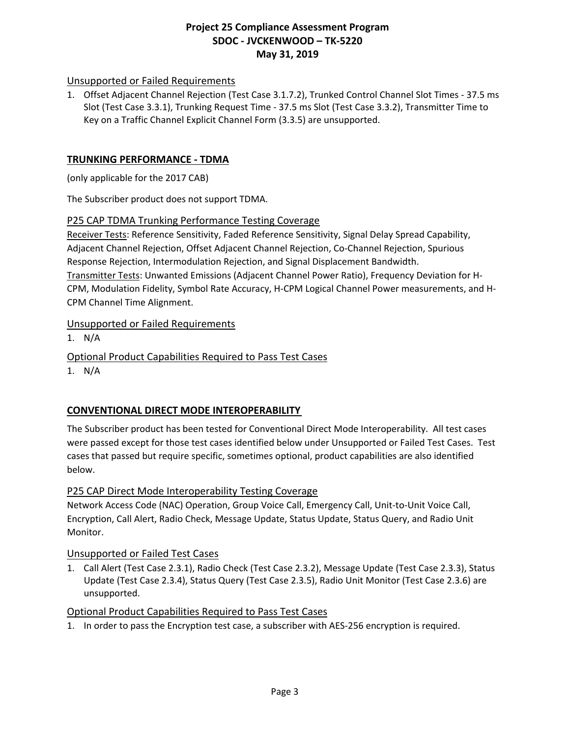### Unsupported or Failed Requirements

1. Offset Adjacent Channel Rejection (Test Case 3.1.7.2), Trunked Control Channel Slot Times - 37.5 ms Slot (Test Case 3.3.1), Trunking Request Time - 37.5 ms Slot (Test Case 3.3.2), Transmitter Time to Key on a Traffic Channel Explicit Channel Form (3.3.5) are unsupported.

## TRUNKING PERFORMANCE - TDMA

(only applicable for the 2017 CAB)

The Subscriber product does not support TDMA.

### P25 CAP TDMA Trunking Performance Testing Coverage

Receiver Tests: Reference Sensitivity, Faded Reference Sensitivity, Signal Delay Spread Capability, Adjacent Channel Rejection, Offset Adjacent Channel Rejection, Co-Channel Rejection, Spurious Response Rejection, Intermodulation Rejection, and Signal Displacement Bandwidth.
Transmitter Tests: Unwanted Emissions (Adjacent Channel Power Ratio), Frequency Deviation for H-CPM, Modulation Fidelity, Symbol Rate Accuracy, H-CPM Logical Channel Power measurements, and H-CPM Channel Time Alignment.

### Unsupported or Failed Requirements

1. N/A

### Optional Product Capabilities Required to Pass Test Cases

1. N/A

## CONVENTIONAL DIRECT MODE INTEROPERABILITY

The Subscriber product has been tested for Conventional Direct Mode Interoperability. All test cases were passed except for those test cases identified below under Unsupported or Failed Test Cases. Test cases that passed but require specific, sometimes optional, product capabilities are also identified below.

### P25 CAP Direct Mode Interoperability Testing Coverage

Network Access Code (NAC) Operation, Group Voice Call, Emergency Call, Unit-to-Unit Voice Call, Encryption, Call Alert, Radio Check, Message Update, Status Update, Status Query, and Radio Unit Monitor.

### Unsupported or Failed Test Cases

1. Call Alert (Test Case 2.3.1), Radio Check (Test Case 2.3.2), Message Update (Test Case 2.3.3), Status Update (Test Case 2.3.4), Status Query (Test Case 2.3.5), Radio Unit Monitor (Test Case 2.3.6) are unsupported.

### Optional Product Capabilities Required to Pass Test Cases

1. In order to pass the Encryption test case, a subscriber with AES-256 encryption is required.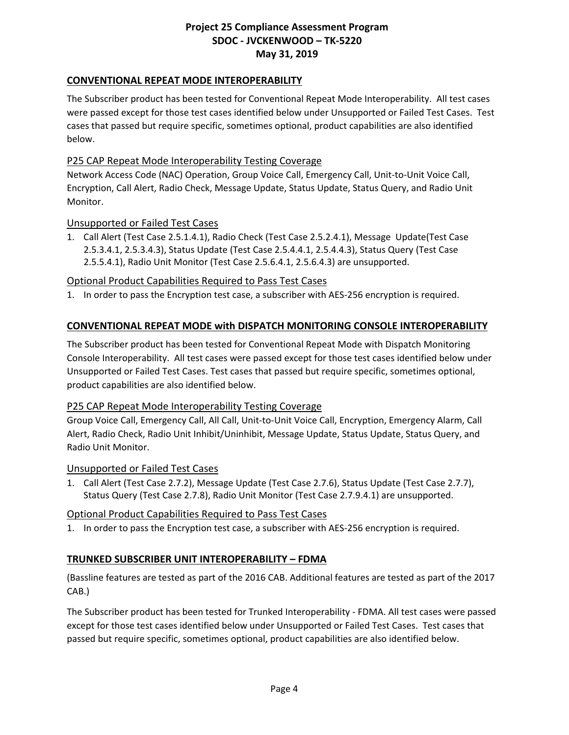## CONVENTIONAL REPEAT MODE INTEROPERABILITY

The Subscriber product has been tested for Conventional Repeat Mode Interoperability. All test cases were passed except for those test cases identified below under Unsupported or Failed Test Cases. Test cases that passed but require specific, sometimes optional, product capabilities are also identified below.

### P25 CAP Repeat Mode Interoperability Testing Coverage

Network Access Code (NAC) Operation, Group Voice Call, Emergency Call, Unit-to-Unit Voice Call, Encryption, Call Alert, Radio Check, Message Update, Status Update, Status Query, and Radio Unit Monitor.

### Unsupported or Failed Test Cases

1. Call Alert (Test Case 2.5.1.4.1), Radio Check (Test Case 2.5.2.4.1), Message Update(Test Case 2.5.3.4.1, 2.5.3.4.3), Status Update (Test Case 2.5.4.4.1, 2.5.4.4.3), Status Query (Test Case 2.5.5.4.1), Radio Unit Monitor (Test Case 2.5.6.4.1, 2.5.6.4.3) are unsupported.

### Optional Product Capabilities Required to Pass Test Cases

1. In order to pass the Encryption test case, a subscriber with AES-256 encryption is required.

## CONVENTIONAL REPEAT MODE with DISPATCH MONITORING CONSOLE INTEROPERABILITY

The Subscriber product has been tested for Conventional Repeat Mode with Dispatch Monitoring Console Interoperability. All test cases were passed except for those test cases identified below under Unsupported or Failed Test Cases. Test cases that passed but require specific, sometimes optional, product capabilities are also identified below.

### P25 CAP Repeat Mode Interoperability Testing Coverage

Group Voice Call, Emergency Call, All Call, Unit-to-Unit Voice Call, Encryption, Emergency Alarm, Call Alert, Radio Check, Radio Unit Inhibit/Uninhibit, Message Update, Status Update, Status Query, and Radio Unit Monitor.

### Unsupported or Failed Test Cases

1. Call Alert (Test Case 2.7.2), Message Update (Test Case 2.7.6), Status Update (Test Case 2.7.7), Status Query (Test Case 2.7.8), Radio Unit Monitor (Test Case 2.7.9.4.1) are unsupported.

### Optional Product Capabilities Required to Pass Test Cases

1. In order to pass the Encryption test case, a subscriber with AES-256 encryption is required.

## TRUNKED SUBSCRIBER UNIT INTEROPERABILITY – FDMA

(Bassline features are tested as part of the 2016 CAB. Additional features are tested as part of the 2017 CAB.)

The Subscriber product has been tested for Trunked Interoperability - FDMA. All test cases were passed except for those test cases identified below under Unsupported or Failed Test Cases. Test cases that passed but require specific, sometimes optional, product capabilities are also identified below.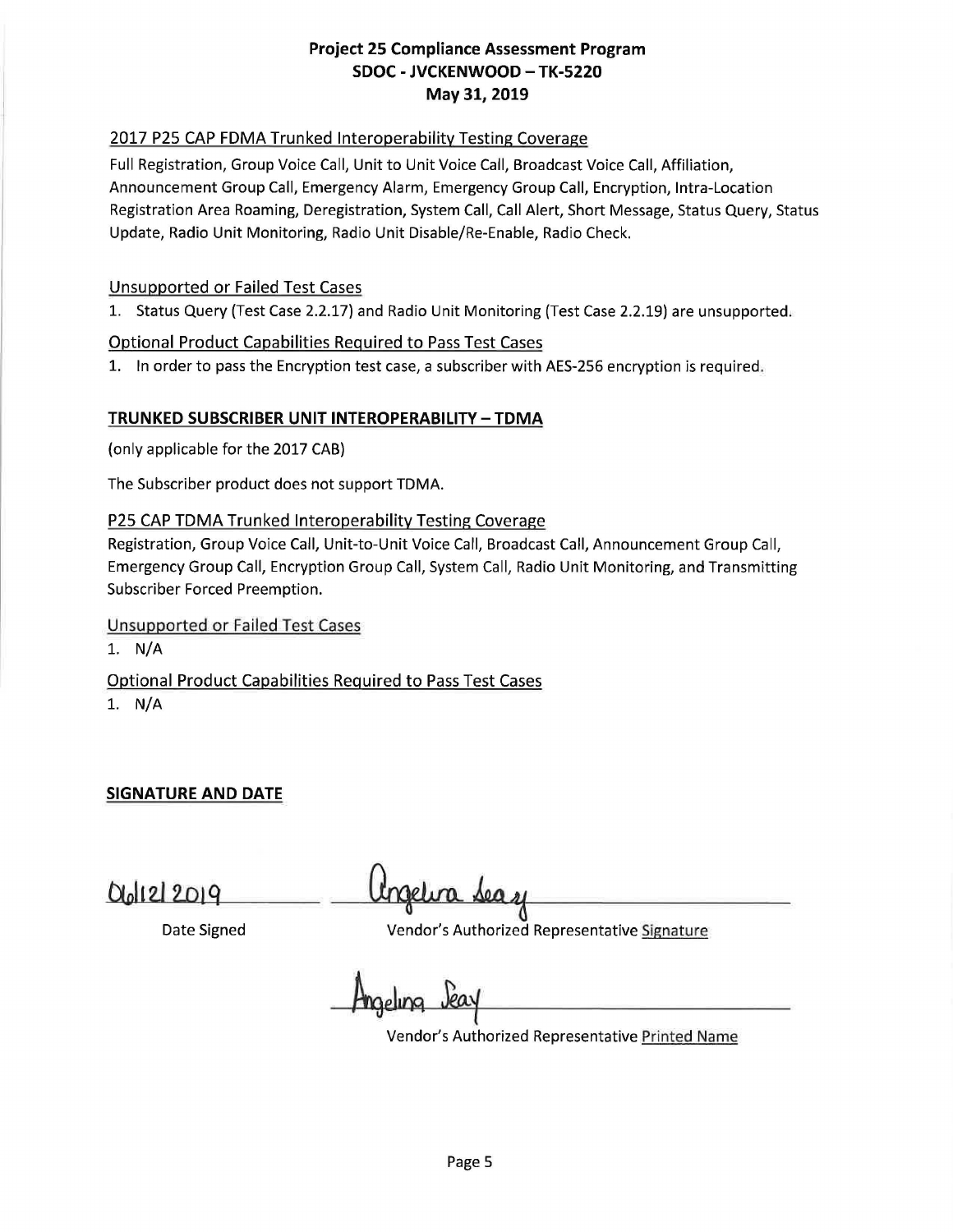2017 P25 CAP FDMA Trunked Interoperability Testing Coverage

Full Registration, Group Voice Call, Unit to Unit Voice Call, Broadcast Voice Call, Affiliation, Announcement Group Call, Emergency Alarm, Emergency Group Call, Encryption, Intra-Location Registration Area Roaming, Deregistration, System Call, Call Alert, Short Message, Status Query, Status Update, Radio Unit Monitoring, Radio Unit Disable/Re-Enable, Radio Check.

Unsupported or Failed Test Cases

1. Status Query (Test Case 2.2.17) and Radio Unit Monitoring (Test Case 2.2.19) are unsupported.

Optional Product Capabilities Required to Pass Test Cases

1. In order to pass the Encryption test case, a subscriber with AES-256 encryption is required.

**TRUNKED SUBSCRIBER UNIT INTEROPERABILITY – TDMA**

(only applicable for the 2017 CAB)

The Subscriber product does not support TDMA.

P25 CAP TDMA Trunked Interoperability Testing Coverage

Registration, Group Voice Call, Unit-to-Unit Voice Call, Broadcast Call, Announcement Group Call, Emergency Group Call, Encryption Group Call, System Call, Radio Unit Monitoring, and Transmitting Subscriber Forced Preemption.

Unsupported or Failed Test Cases

1. N/A

Optional Product Capabilities Required to Pass Test Cases

1. N/A

**SIGNATURE AND DATE**

06/12/2019 — Angelina Seay

Date Signed — Vendor's Authorized Representative Signature

Angelina Seay

Vendor's Authorized Representative Printed Name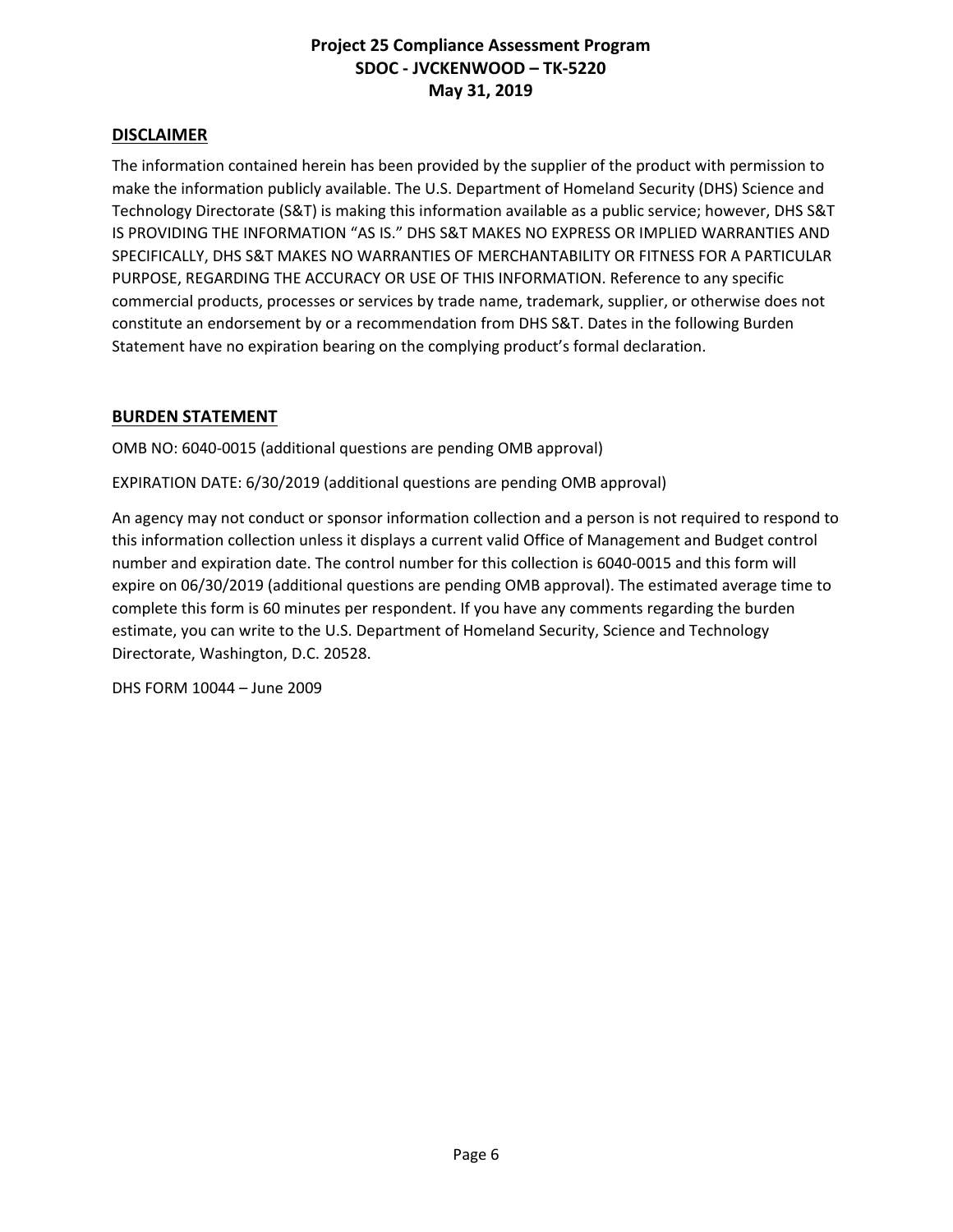## DISCLAIMER

The information contained herein has been provided by the supplier of the product with permission to make the information publicly available. The U.S. Department of Homeland Security (DHS) Science and Technology Directorate (S&T) is making this information available as a public service; however, DHS S&T IS PROVIDING THE INFORMATION "AS IS." DHS S&T MAKES NO EXPRESS OR IMPLIED WARRANTIES AND SPECIFICALLY, DHS S&T MAKES NO WARRANTIES OF MERCHANTABILITY OR FITNESS FOR A PARTICULAR PURPOSE, REGARDING THE ACCURACY OR USE OF THIS INFORMATION. Reference to any specific commercial products, processes or services by trade name, trademark, supplier, or otherwise does not constitute an endorsement by or a recommendation from DHS S&T. Dates in the following Burden Statement have no expiration bearing on the complying product's formal declaration.

## BURDEN STATEMENT

OMB NO: 6040-0015 (additional questions are pending OMB approval)

EXPIRATION DATE: 6/30/2019 (additional questions are pending OMB approval)

An agency may not conduct or sponsor information collection and a person is not required to respond to this information collection unless it displays a current valid Office of Management and Budget control number and expiration date. The control number for this collection is 6040-0015 and this form will expire on 06/30/2019 (additional questions are pending OMB approval). The estimated average time to complete this form is 60 minutes per respondent. If you have any comments regarding the burden estimate, you can write to the U.S. Department of Homeland Security, Science and Technology Directorate, Washington, D.C. 20528.

DHS FORM 10044 – June 2009